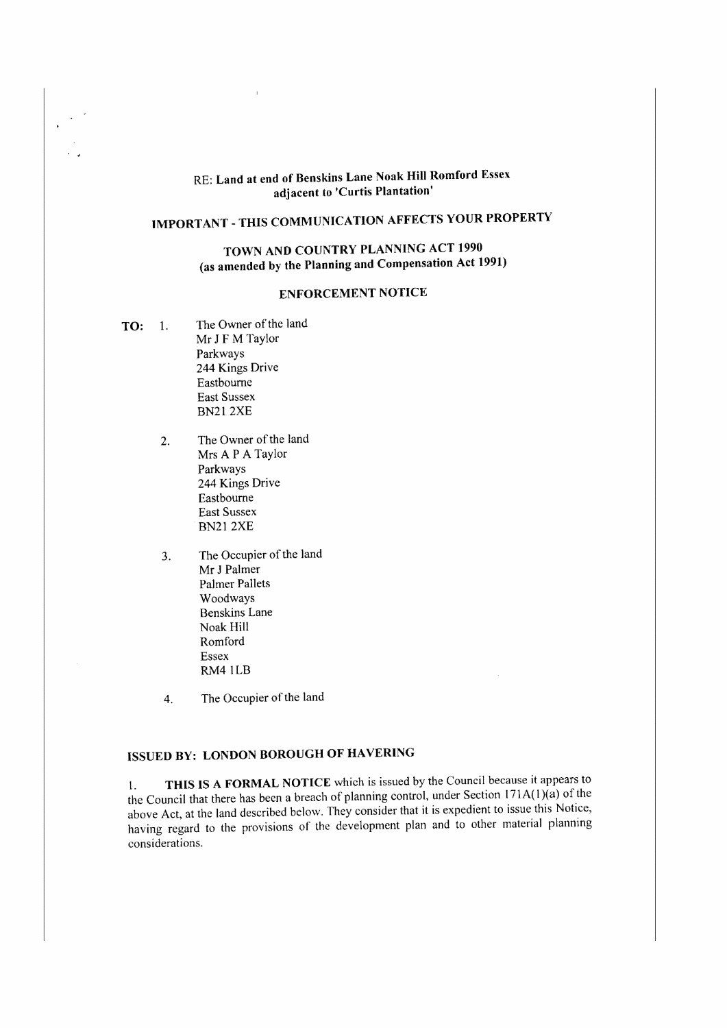**RE: Land at end of Benskins Lane Noak Hill Romford Essex adjacent to 'Curtis Plantation'**

## IMPORTANT - THIS COMMUNICATION AFFECTS YOUR PROPERTY

## TOWN AND COUNTRY PLANNING ACT 1990 (as amended by the Planning and Compensation Act 1991)

## ENFORCEMENT NOTICE

**TO:**

1. The Owner of the land
   Mr J F M Taylor
   Parkways
   244 Kings Drive
   Eastbourne
   East Sussex
   BN21 2XE

2. The Owner of the land
   Mrs A P A Taylor
   Parkways
   244 Kings Drive
   Eastbourne
   East Sussex
   BN21 2XE

3. The Occupier of the land
   Mr J Palmer
   Palmer Pallets
   Woodways
   Benskins Lane
   Noak Hill
   Romford
   Essex
   RM4 1LB

4. The Occupier of the land

**ISSUED BY: LONDON BOROUGH OF HAVERING**

1. **THIS IS A FORMAL NOTICE** which is issued by the Council because it appears to the Council that there has been a breach of planning control, under Section 171A(1)(a) of the above Act, at the land described below. They consider that it is expedient to issue this Notice, having regard to the provisions of the development plan and to other material planning considerations.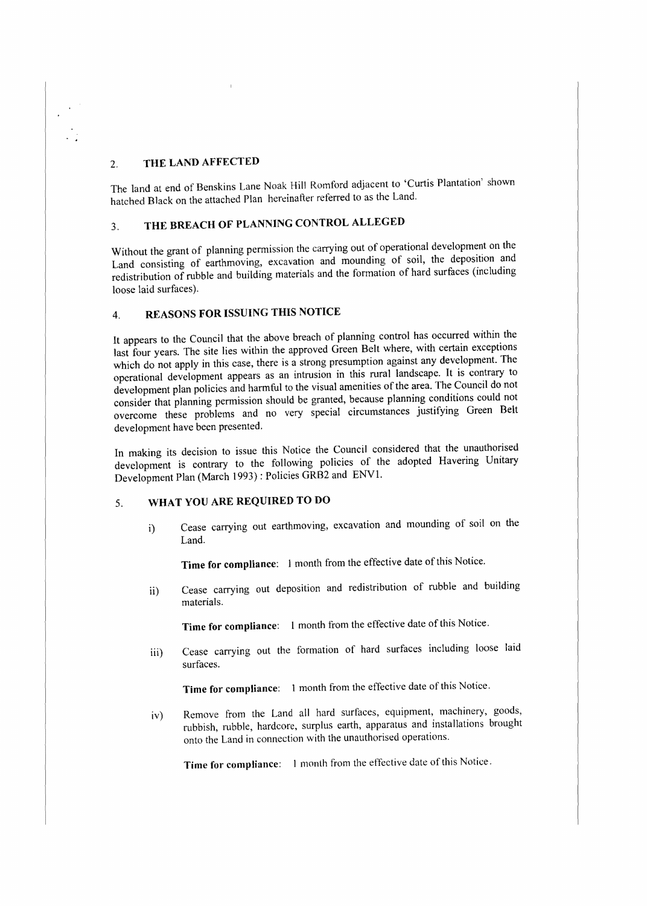## 2. THE LAND AFFECTED

The land at end of Benskins Lane Noak Hill Romford adjacent to 'Curtis Plantation' shown hatched Black on the attached Plan hereinafter referred to as the Land.

## 3. THE BREACH OF PLANNING CONTROL ALLEGED

Without the grant of planning permission the carrying out of operational development on the Land consisting of earthmoving, excavation and mounding of soil, the deposition and redistribution of rubble and building materials and the formation of hard surfaces (including loose laid surfaces).

## 4. REASONS FOR ISSUING THIS NOTICE

It appears to the Council that the above breach of planning control has occurred within the last four years. The site lies within the approved Green Belt where, with certain exceptions which do not apply in this case, there is a strong presumption against any development. The operational development appears as an intrusion in this rural landscape. It is contrary to development plan policies and harmful to the visual amenities of the area. The Council do not consider that planning permission should be granted, because planning conditions could not overcome these problems and no very special circumstances justifying Green Belt development have been presented.

In making its decision to issue this Notice the Council considered that the unauthorised development is contrary to the following policies of the adopted Havering Unitary Development Plan (March 1993) : Policies GRB2 and ENV1.

## 5. WHAT YOU ARE REQUIRED TO DO

i) Cease carrying out earthmoving, excavation and mounding of soil on the Land.

   **Time for compliance**: 1 month from the effective date of this Notice.

ii) Cease carrying out deposition and redistribution of rubble and building materials.

   **Time for compliance**: 1 month from the effective date of this Notice.

iii) Cease carrying out the formation of hard surfaces including loose laid surfaces.

   **Time for compliance**: 1 month from the effective date of this Notice.

iv) Remove from the Land all hard surfaces, equipment, machinery, goods, rubbish, rubble, hardcore, surplus earth, apparatus and installations brought onto the Land in connection with the unauthorised operations.

   **Time for compliance**: 1 month from the effective date of this Notice.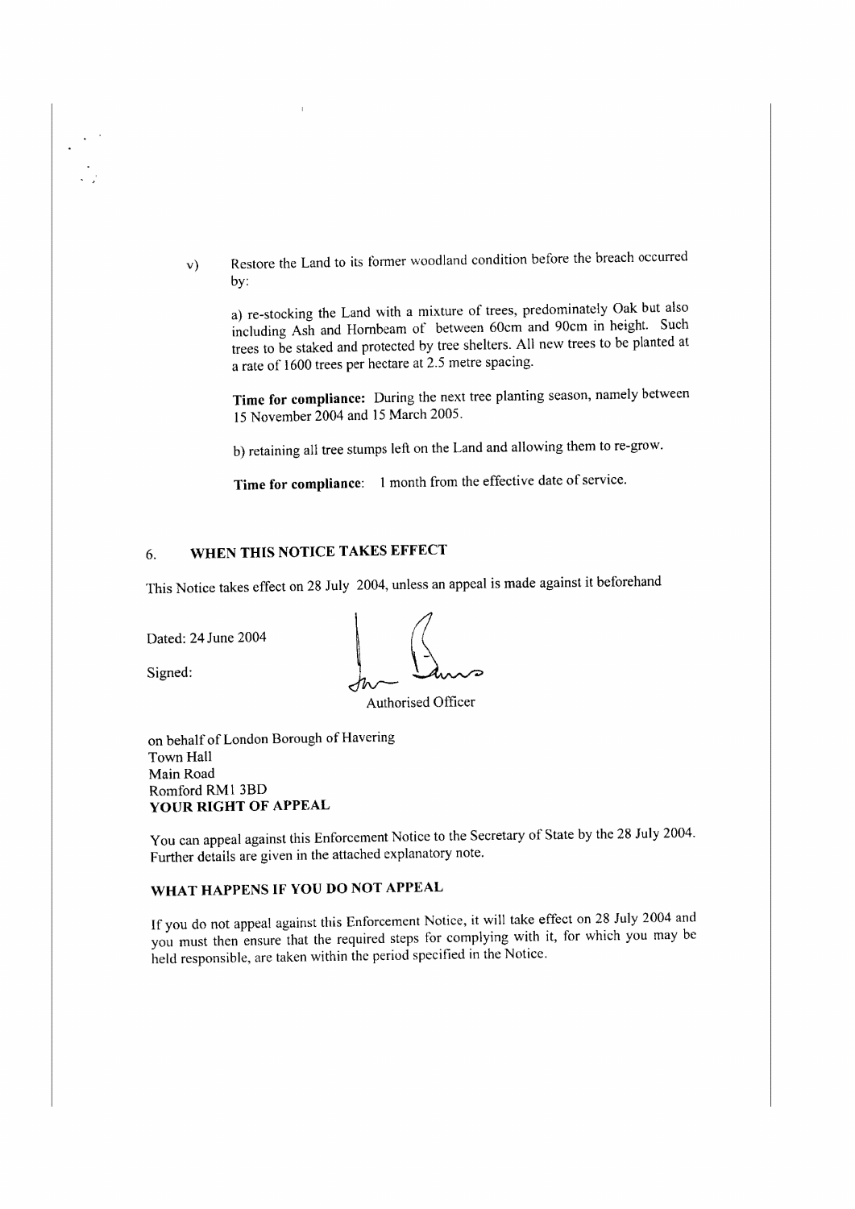v) Restore the Land to its former woodland condition before the breach occurred by:

a) re-stocking the Land with a mixture of trees, predominately Oak but also including Ash and Hornbeam of between 60cm and 90cm in height. Such trees to be staked and protected by tree shelters. All new trees to be planted at a rate of 1600 trees per hectare at 2.5 metre spacing.

**Time for compliance:** During the next tree planting season, namely between 15 November 2004 and 15 March 2005.

b) retaining all tree stumps left on the Land and allowing them to re-grow.

**Time for compliance**: 1 month from the effective date of service.

## 6. WHEN THIS NOTICE TAKES EFFECT

This Notice takes effect on 28 July 2004, unless an appeal is made against it beforehand

Dated: 24 June 2004

Signed:

Authorised Officer

on behalf of London Borough of Havering
Town Hall
Main Road
Romford RM1 3BD

**YOUR RIGHT OF APPEAL**

You can appeal against this Enforcement Notice to the Secretary of State by the 28 July 2004. Further details are given in the attached explanatory note.

**WHAT HAPPENS IF YOU DO NOT APPEAL**

If you do not appeal against this Enforcement Notice, it will take effect on 28 July 2004 and you must then ensure that the required steps for complying with it, for which you may be held responsible, are taken within the period specified in the Notice.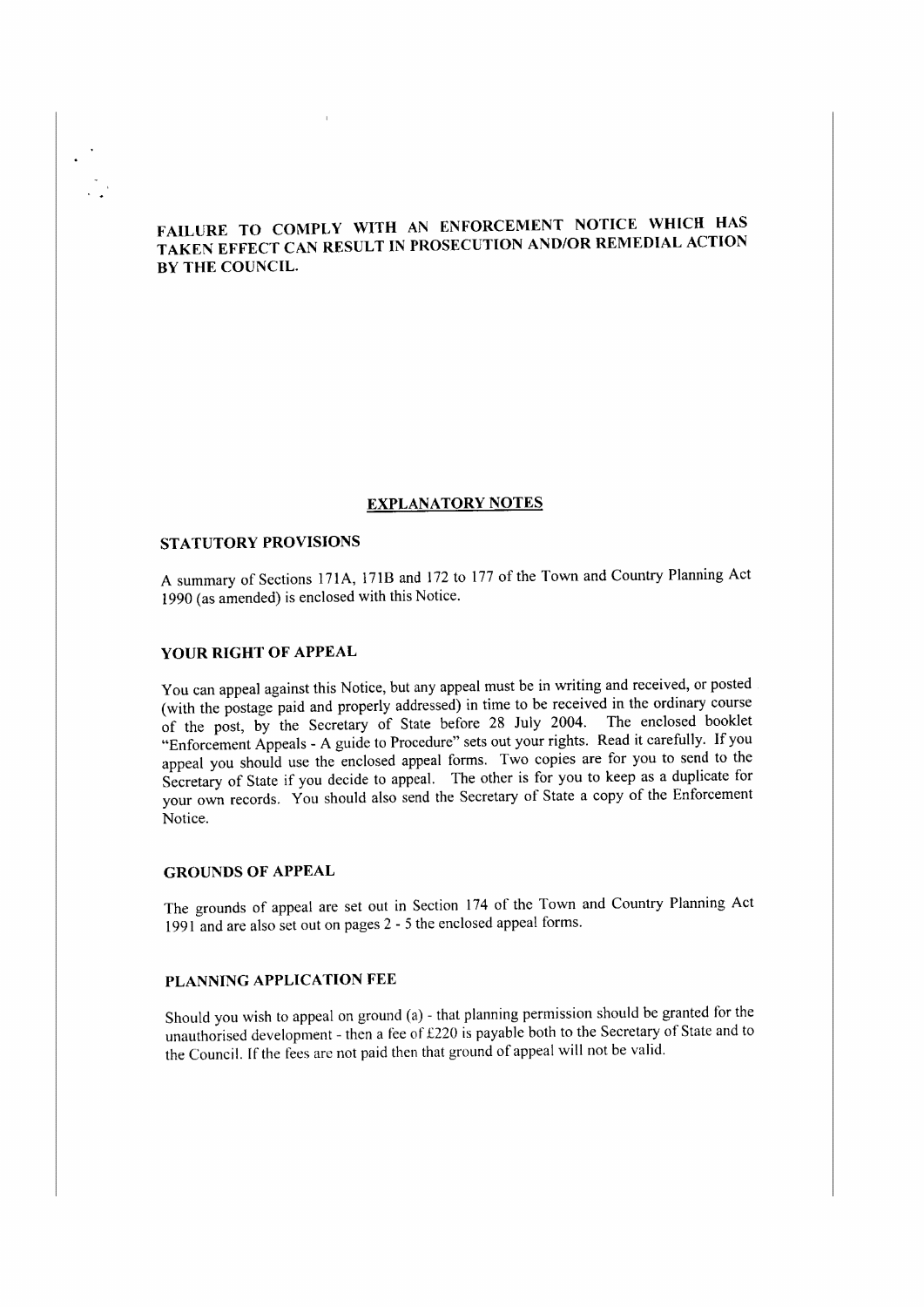**FAILURE TO COMPLY WITH AN ENFORCEMENT NOTICE WHICH HAS TAKEN EFFECT CAN RESULT IN PROSECUTION AND/OR REMEDIAL ACTION BY THE COUNCIL.**

## EXPLANATORY NOTES

### STATUTORY PROVISIONS

A summary of Sections 171A, 171B and 172 to 177 of the Town and Country Planning Act 1990 (as amended) is enclosed with this Notice.

### YOUR RIGHT OF APPEAL

You can appeal against this Notice, but any appeal must be in writing and received, or posted (with the postage paid and properly addressed) in time to be received in the ordinary course of the post, by the Secretary of State before 28 July 2004. The enclosed booklet "Enforcement Appeals - A guide to Procedure" sets out your rights. Read it carefully. If you appeal you should use the enclosed appeal forms. Two copies are for you to send to the Secretary of State if you decide to appeal. The other is for you to keep as a duplicate for your own records. You should also send the Secretary of State a copy of the Enforcement Notice.

### GROUNDS OF APPEAL

The grounds of appeal are set out in Section 174 of the Town and Country Planning Act 1991 and are also set out on pages 2 - 5 the enclosed appeal forms.

### PLANNING APPLICATION FEE

Should you wish to appeal on ground (a) - that planning permission should be granted for the unauthorised development - then a fee of £220 is payable both to the Secretary of State and to the Council. If the fees are not paid then that ground of appeal will not be valid.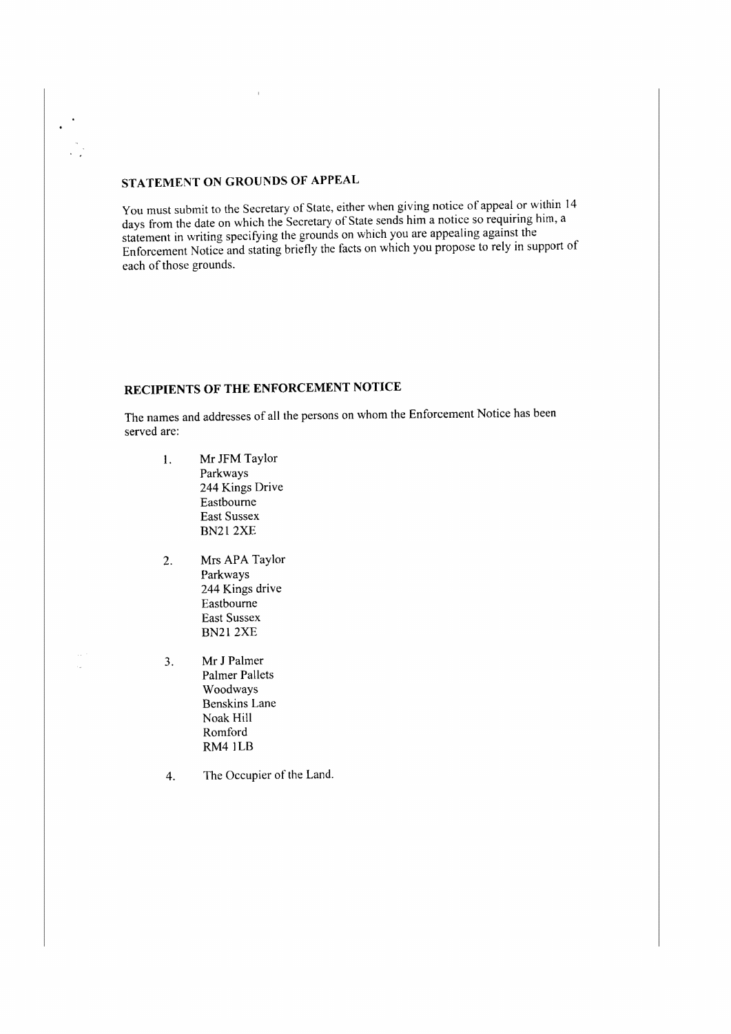## STATEMENT ON GROUNDS OF APPEAL

You must submit to the Secretary of State, either when giving notice of appeal or within 14 days from the date on which the Secretary of State sends him a notice so requiring him, a statement in writing specifying the grounds on which you are appealing against the Enforcement Notice and stating briefly the facts on which you propose to rely in support of each of those grounds.

## RECIPIENTS OF THE ENFORCEMENT NOTICE

The names and addresses of all the persons on whom the Enforcement Notice has been served are:

1. Mr JFM Taylor
   Parkways
   244 Kings Drive
   Eastbourne
   East Sussex
   BN21 2XE

2. Mrs APA Taylor
   Parkways
   244 Kings drive
   Eastbourne
   East Sussex
   BN21 2XE

3. Mr J Palmer
   Palmer Pallets
   Woodways
   Benskins Lane
   Noak Hill
   Romford
   RM4 1LB

4. The Occupier of the Land.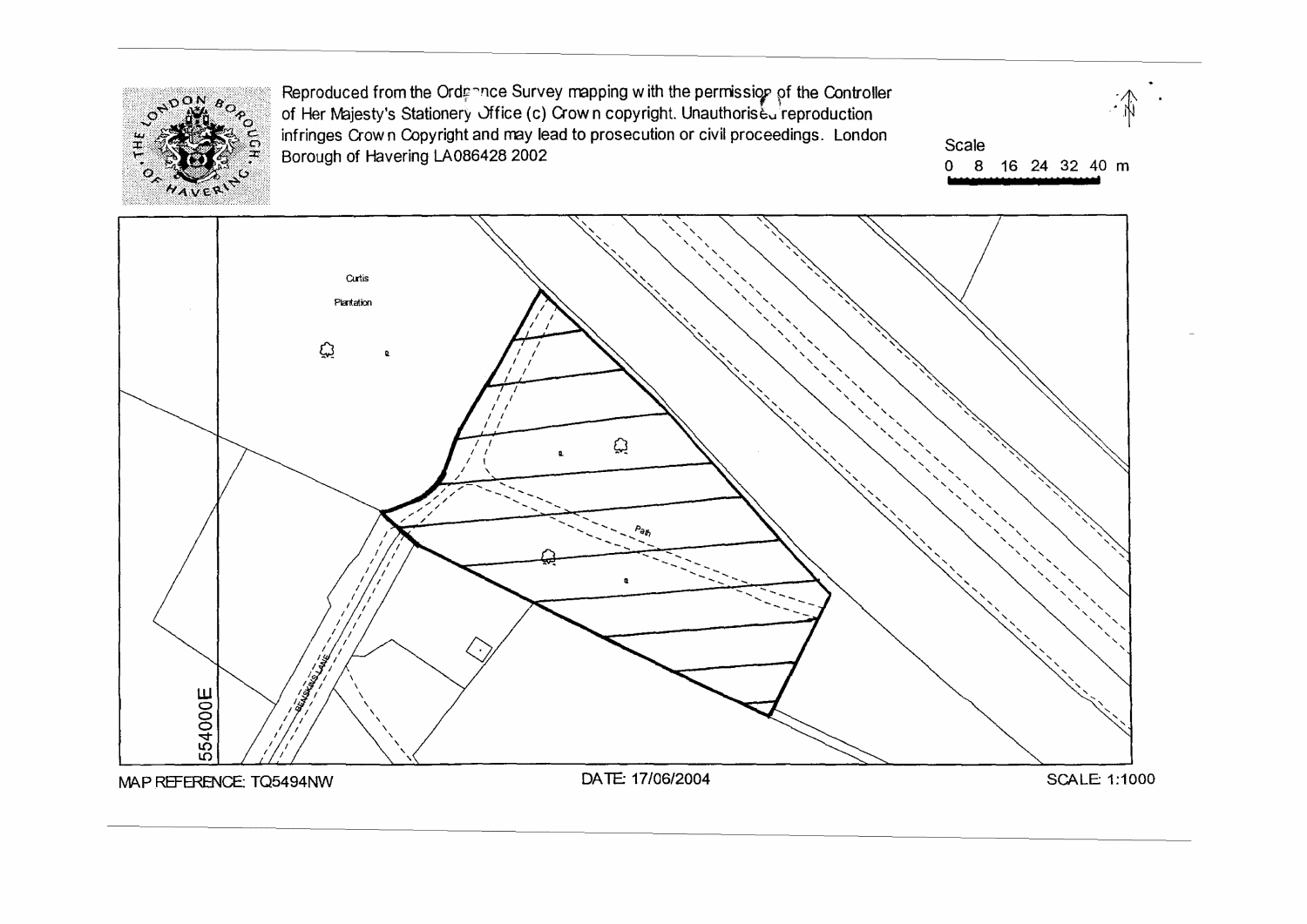Reproduced from the Ordnance Survey mapping with the permission of the Controller of Her Majesty's Stationery Office (c) Crown copyright. Unauthorised reproduction infringes Crown Copyright and may lead to prosecution or civil proceedings. London Borough of Havering LA086428 2002

Scale

0 8 16 24 32 40 m

N

Curtis

Plantation

Path

BENSKINS LANE

554000E

MAP REFERENCE: TQ5494NW

DATE: 17/06/2004

SCALE: 1:1000